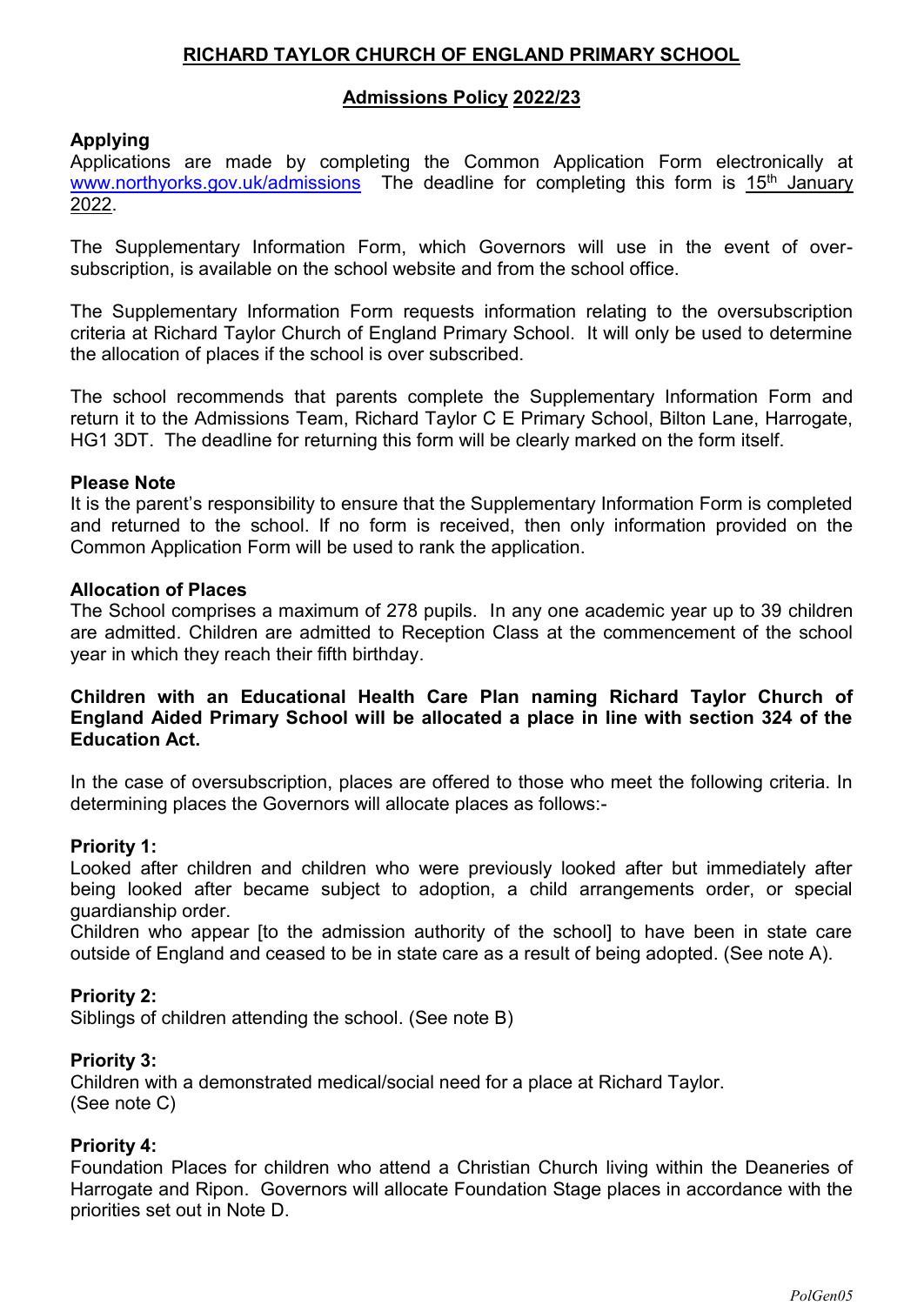# RICHARD TAYLOR CHURCH OF ENGLAND PRIMARY SCHOOL

## Admissions Policy 2022/23

**Applying**
Applications are made by completing the Common Application Form electronically at www.northyorks.gov.uk/admissions The deadline for completing this form is 15th January 2022.

The Supplementary Information Form, which Governors will use in the event of over-subscription, is available on the school website and from the school office.

The Supplementary Information Form requests information relating to the oversubscription criteria at Richard Taylor Church of England Primary School. It will only be used to determine the allocation of places if the school is over subscribed.

The school recommends that parents complete the Supplementary Information Form and return it to the Admissions Team, Richard Taylor C E Primary School, Bilton Lane, Harrogate, HG1 3DT. The deadline for returning this form will be clearly marked on the form itself.

**Please Note**
It is the parent's responsibility to ensure that the Supplementary Information Form is completed and returned to the school. If no form is received, then only information provided on the Common Application Form will be used to rank the application.

**Allocation of Places**
The School comprises a maximum of 278 pupils. In any one academic year up to 39 children are admitted. Children are admitted to Reception Class at the commencement of the school year in which they reach their fifth birthday.

**Children with an Educational Health Care Plan naming Richard Taylor Church of England Aided Primary School will be allocated a place in line with section 324 of the Education Act.**

In the case of oversubscription, places are offered to those who meet the following criteria. In determining places the Governors will allocate places as follows:-

**Priority 1:**
Looked after children and children who were previously looked after but immediately after being looked after became subject to adoption, a child arrangements order, or special guardianship order.
Children who appear [to the admission authority of the school] to have been in state care outside of England and ceased to be in state care as a result of being adopted. (See note A).

**Priority 2:**
Siblings of children attending the school. (See note B)

**Priority 3:**
Children with a demonstrated medical/social need for a place at Richard Taylor.
(See note C)

**Priority 4:**
Foundation Places for children who attend a Christian Church living within the Deaneries of Harrogate and Ripon. Governors will allocate Foundation Stage places in accordance with the priorities set out in Note D.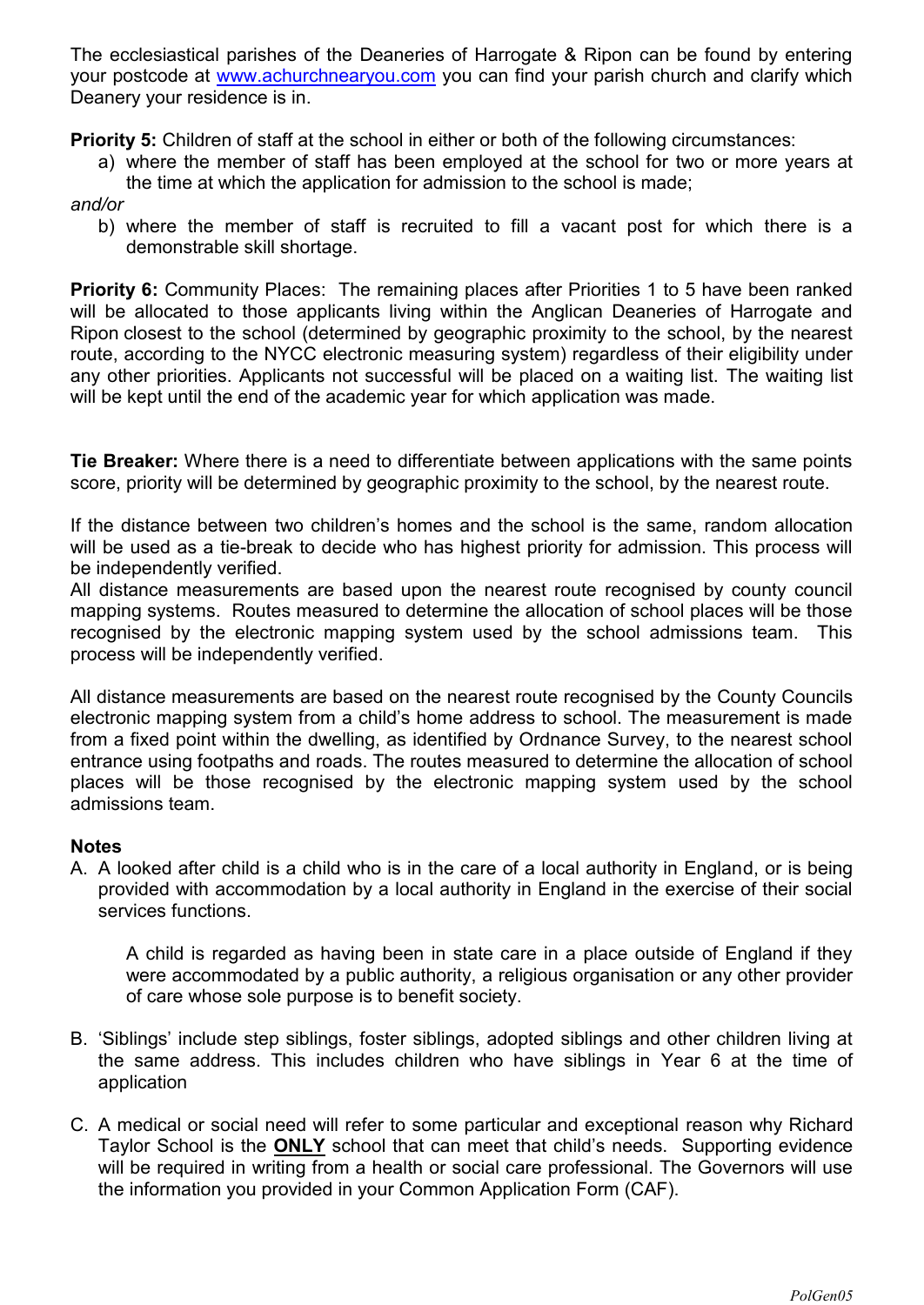The ecclesiastical parishes of the Deaneries of Harrogate & Ripon can be found by entering your postcode at [www.achurchnearyou.com](http://www.achurchnearyou.com) you can find your parish church and clarify which Deanery your residence is in.

**Priority 5:** Children of staff at the school in either or both of the following circumstances:

a) where the member of staff has been employed at the school for two or more years at the time at which the application for admission to the school is made;

*and/or*

b) where the member of staff is recruited to fill a vacant post for which there is a demonstrable skill shortage.

**Priority 6:** Community Places: The remaining places after Priorities 1 to 5 have been ranked will be allocated to those applicants living within the Anglican Deaneries of Harrogate and Ripon closest to the school (determined by geographic proximity to the school, by the nearest route, according to the NYCC electronic measuring system) regardless of their eligibility under any other priorities. Applicants not successful will be placed on a waiting list. The waiting list will be kept until the end of the academic year for which application was made.

**Tie Breaker:** Where there is a need to differentiate between applications with the same points score, priority will be determined by geographic proximity to the school, by the nearest route.

If the distance between two children's homes and the school is the same, random allocation will be used as a tie-break to decide who has highest priority for admission. This process will be independently verified.
All distance measurements are based upon the nearest route recognised by county council mapping systems. Routes measured to determine the allocation of school places will be those recognised by the electronic mapping system used by the school admissions team. This process will be independently verified.

All distance measurements are based on the nearest route recognised by the County Councils electronic mapping system from a child's home address to school. The measurement is made from a fixed point within the dwelling, as identified by Ordnance Survey, to the nearest school entrance using footpaths and roads. The routes measured to determine the allocation of school places will be those recognised by the electronic mapping system used by the school admissions team.

**Notes**

A. A looked after child is a child who is in the care of a local authority in England, or is being provided with accommodation by a local authority in England in the exercise of their social services functions.

   A child is regarded as having been in state care in a place outside of England if they were accommodated by a public authority, a religious organisation or any other provider of care whose sole purpose is to benefit society.

B. 'Siblings' include step siblings, foster siblings, adopted siblings and other children living at the same address. This includes children who have siblings in Year 6 at the time of application

C. A medical or social need will refer to some particular and exceptional reason why Richard Taylor School is the **ONLY** school that can meet that child's needs. Supporting evidence will be required in writing from a health or social care professional. The Governors will use the information you provided in your Common Application Form (CAF).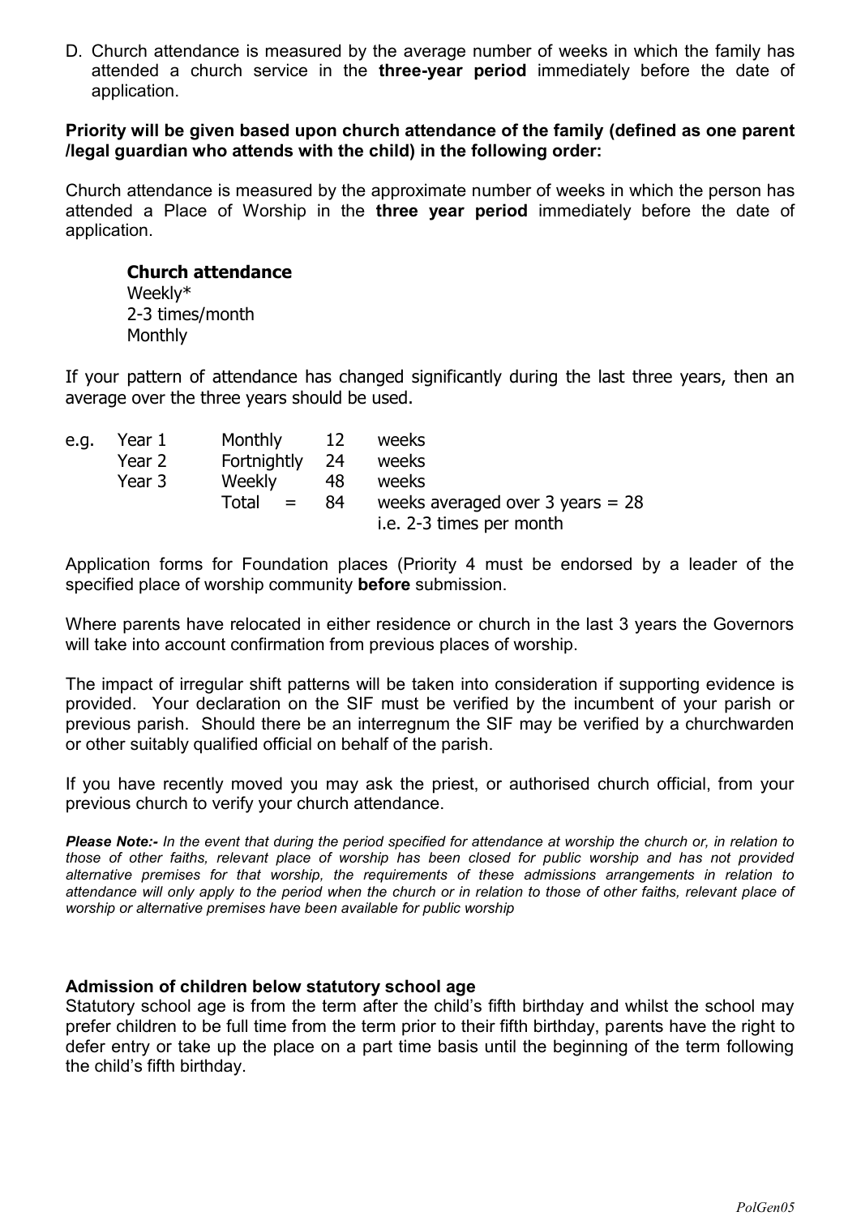D. Church attendance is measured by the average number of weeks in which the family has attended a church service in the **three-year period** immediately before the date of application.

**Priority will be given based upon church attendance of the family (defined as one parent /legal guardian who attends with the child) in the following order:**

Church attendance is measured by the approximate number of weeks in which the person has attended a Place of Worship in the **three year period** immediately before the date of application.

**Church attendance**
Weekly*
2-3 times/month
Monthly

If your pattern of attendance has changed significantly during the last three years, then an average over the three years should be used.

| e.g. | Year 1 | Monthly | 12 | weeks |
|---|---|---|---|---|
| | Year 2 | Fortnightly | 24 | weeks |
| | Year 3 | Weekly | 48 | weeks |
| | | Total = | 84 | weeks averaged over 3 years = 28 i.e. 2-3 times per month |

Application forms for Foundation places (Priority 4 must be endorsed by a leader of the specified place of worship community **before** submission.

Where parents have relocated in either residence or church in the last 3 years the Governors will take into account confirmation from previous places of worship.

The impact of irregular shift patterns will be taken into consideration if supporting evidence is provided. Your declaration on the SIF must be verified by the incumbent of your parish or previous parish. Should there be an interregnum the SIF may be verified by a churchwarden or other suitably qualified official on behalf of the parish.

If you have recently moved you may ask the priest, or authorised church official, from your previous church to verify your church attendance.

***Please Note:-*** *In the event that during the period specified for attendance at worship the church or, in relation to those of other faiths, relevant place of worship has been closed for public worship and has not provided alternative premises for that worship, the requirements of these admissions arrangements in relation to attendance will only apply to the period when the church or in relation to those of other faiths, relevant place of worship or alternative premises have been available for public worship*

**Admission of children below statutory school age**
Statutory school age is from the term after the child's fifth birthday and whilst the school may prefer children to be full time from the term prior to their fifth birthday, parents have the right to defer entry or take up the place on a part time basis until the beginning of the term following the child's fifth birthday.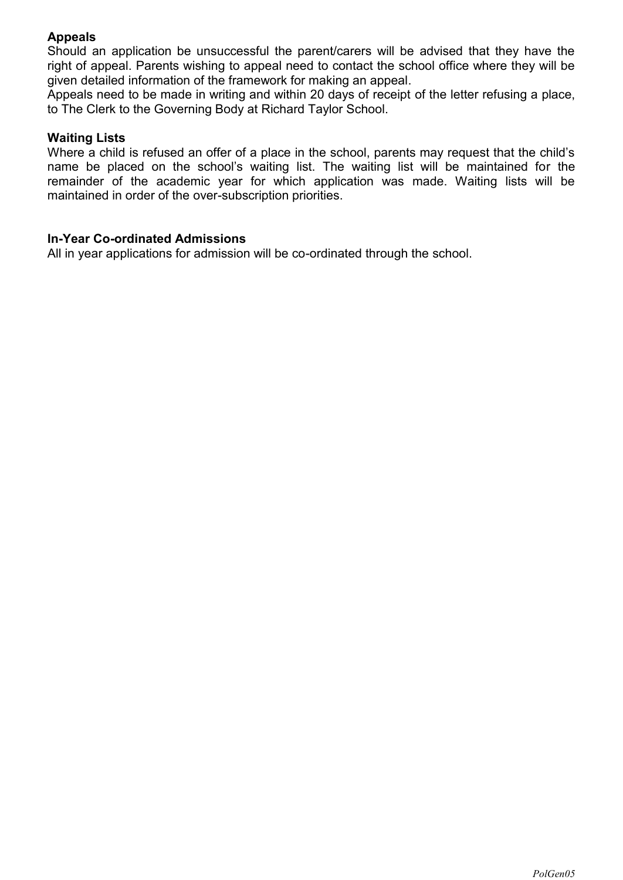**Appeals**

Should an application be unsuccessful the parent/carers will be advised that they have the right of appeal. Parents wishing to appeal need to contact the school office where they will be given detailed information of the framework for making an appeal.

Appeals need to be made in writing and within 20 days of receipt of the letter refusing a place, to The Clerk to the Governing Body at Richard Taylor School.

**Waiting Lists**

Where a child is refused an offer of a place in the school, parents may request that the child's name be placed on the school's waiting list. The waiting list will be maintained for the remainder of the academic year for which application was made. Waiting lists will be maintained in order of the over-subscription priorities.

**In-Year Co-ordinated Admissions**

All in year applications for admission will be co-ordinated through the school.